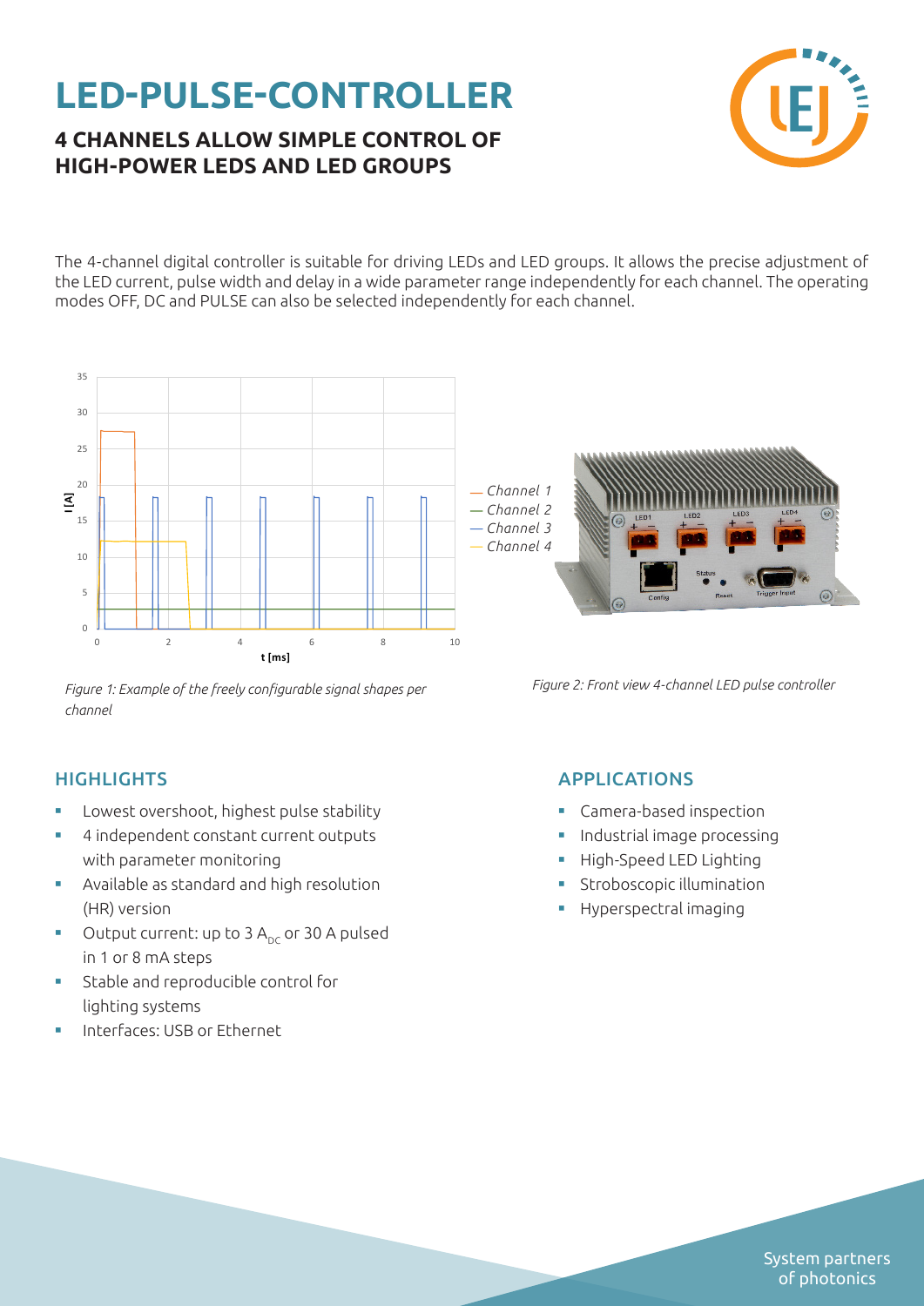# LED-PULSE-CONTROLLER

## 4 CHANNELS ALLOW SIMPLE CONTROL OF HIGH-POWER LEDS AND LED GROUPS

The 4-channel digital controller is suitable for driving LEDs and LED groups. It allows the precise adjustment of the LED current, pulse width and delay in a wide parameter range independently for each channel. The operating modes OFF, DC and PULSE can also be selected independently for each channel.

*Figure 1: Example of the freely configurable signal shapes per channel*

*Figure 2: Front view 4-channel LED pulse controller*

## HIGHLIGHTS

- Lowest overshoot, highest pulse stability
- 4 independent constant current outputs with parameter monitoring
- Available as standard and high resolution (HR) version
- Output current: up to 3 $A_{DC}$ or 30 A pulsed in 1 or 8 mA steps
- Stable and reproducible control for lighting systems
- Interfaces: USB or Ethernet

## APPLICATIONS

- Camera-based inspection
- Industrial image processing
- High-Speed LED Lighting
- Stroboscopic illumination
- Hyperspectral imaging

System partners of photonics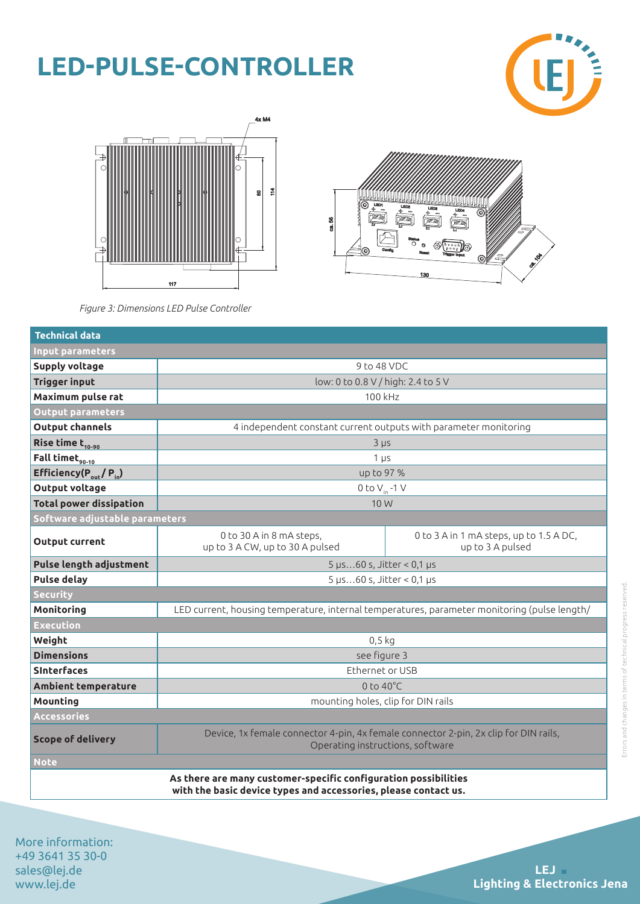# LED-PULSE-CONTROLLER

4x M4

80

114

117

ca. 56

130

ca. 104

*Figure 3: Dimensions LED Pulse Controller*

| Technical data | | |
|---|---|---|
| **Input parameters** | | |
| **Supply voltage** | 9 to 48 VDC | |
| **Trigger input** | low: 0 to 0.8 V / high: 2.4 to 5 V | |
| **Maximum pulse rat** | 100 kHz | |
| **Output parameters** | | |
| **Output channels** | 4 independent constant current outputs with parameter monitoring | |
| **Rise time $t_{10\text{-}90}$** | 3 µs | |
| **Fall time$_{90\text{-}10}$** | 1 µs | |
| **Efficiency($P_{out}$ / $P_{in}$)** | up to 97 % | |
| **Output voltage** | 0 to $V_{in}$ -1 V | |
| **Total power dissipation** | 10 W | |
| **Software adjustable parameters** | | |
| **Output current** | 0 to 30 A in 8 mA steps, up to 3 A CW, up to 30 A pulsed | 0 to 3 A in 1 mA steps, up to 1.5 A DC, up to 3 A pulsed |
| **Pulse length adjustment** | 5 µs…60 s, Jitter < 0,1 µs | |
| **Pulse delay** | 5 µs…60 s, Jitter < 0,1 µs | |
| **Security** | | |
| **Monitoring** | LED current, housing temperature, internal temperatures, parameter monitoring (pulse length/ | |
| **Execution** | | |
| **Weight** | 0,5 kg | |
| **Dimensions** | see figure 3 | |
| **SInterfaces** | Ethernet or USB | |
| **Ambient temperature** | 0 to 40°C | |
| **Mounting** | mounting holes, clip for DIN rails | |
| **Accessories** | | |
| **Scope of delivery** | Device, 1x female connector 4-pin, 4x female connector 2-pin, 2x clip for DIN rails, Operating instructions, software | |
| **Note** | | |
| **As there are many customer-specific configuration possibilities with the basic device types and accessories, please contact us.** | | |

Errors and changes in terms of technical progress reserved.

More information:
+49 3641 35 30-0
sales@lej.de
www.lej.de

**LEJ**
**Lighting & Electronics Jena**